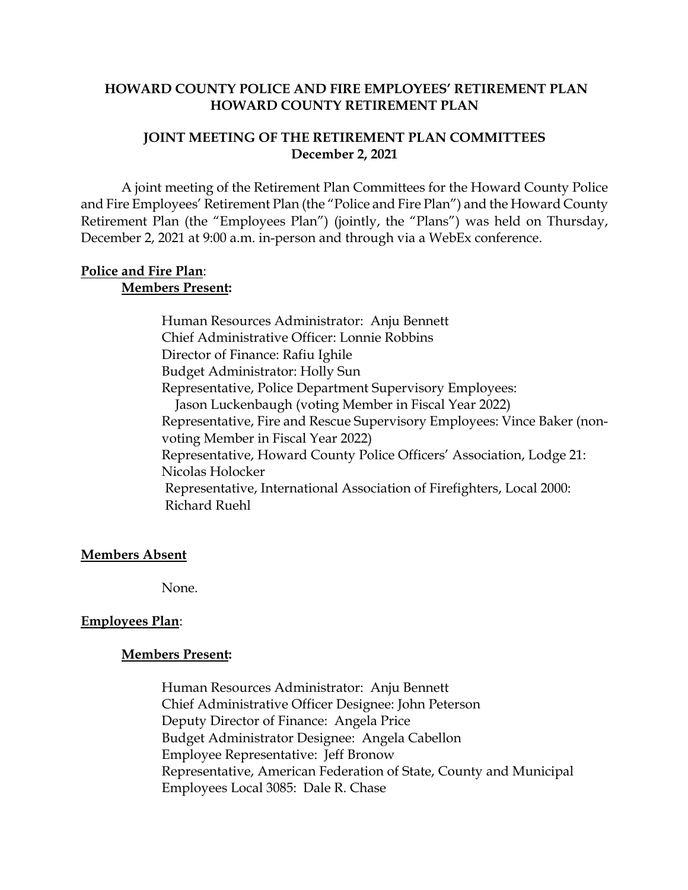**HOWARD COUNTY POLICE AND FIRE EMPLOYEES' RETIREMENT PLAN**
**HOWARD COUNTY RETIREMENT PLAN**

**JOINT MEETING OF THE RETIREMENT PLAN COMMITTEES**
**December 2, 2021**

A joint meeting of the Retirement Plan Committees for the Howard County Police and Fire Employees' Retirement Plan (the "Police and Fire Plan") and the Howard County Retirement Plan (the "Employees Plan") (jointly, the "Plans") was held on Thursday, December 2, 2021 at 9:00 a.m. in-person and through via a WebEx conference.

**Police and Fire Plan**:

**Members Present:**

Human Resources Administrator: Anju Bennett
Chief Administrative Officer: Lonnie Robbins
Director of Finance: Rafiu Ighile
Budget Administrator: Holly Sun
Representative, Police Department Supervisory Employees: Jason Luckenbaugh (voting Member in Fiscal Year 2022)
Representative, Fire and Rescue Supervisory Employees: Vince Baker (non-voting Member in Fiscal Year 2022)
Representative, Howard County Police Officers' Association, Lodge 21: Nicolas Holocker
Representative, International Association of Firefighters, Local 2000: Richard Ruehl

**Members Absent**

None.

**Employees Plan**:

**Members Present:**

Human Resources Administrator: Anju Bennett
Chief Administrative Officer Designee: John Peterson
Deputy Director of Finance: Angela Price
Budget Administrator Designee: Angela Cabellon
Employee Representative: Jeff Bronow
Representative, American Federation of State, County and Municipal Employees Local 3085: Dale R. Chase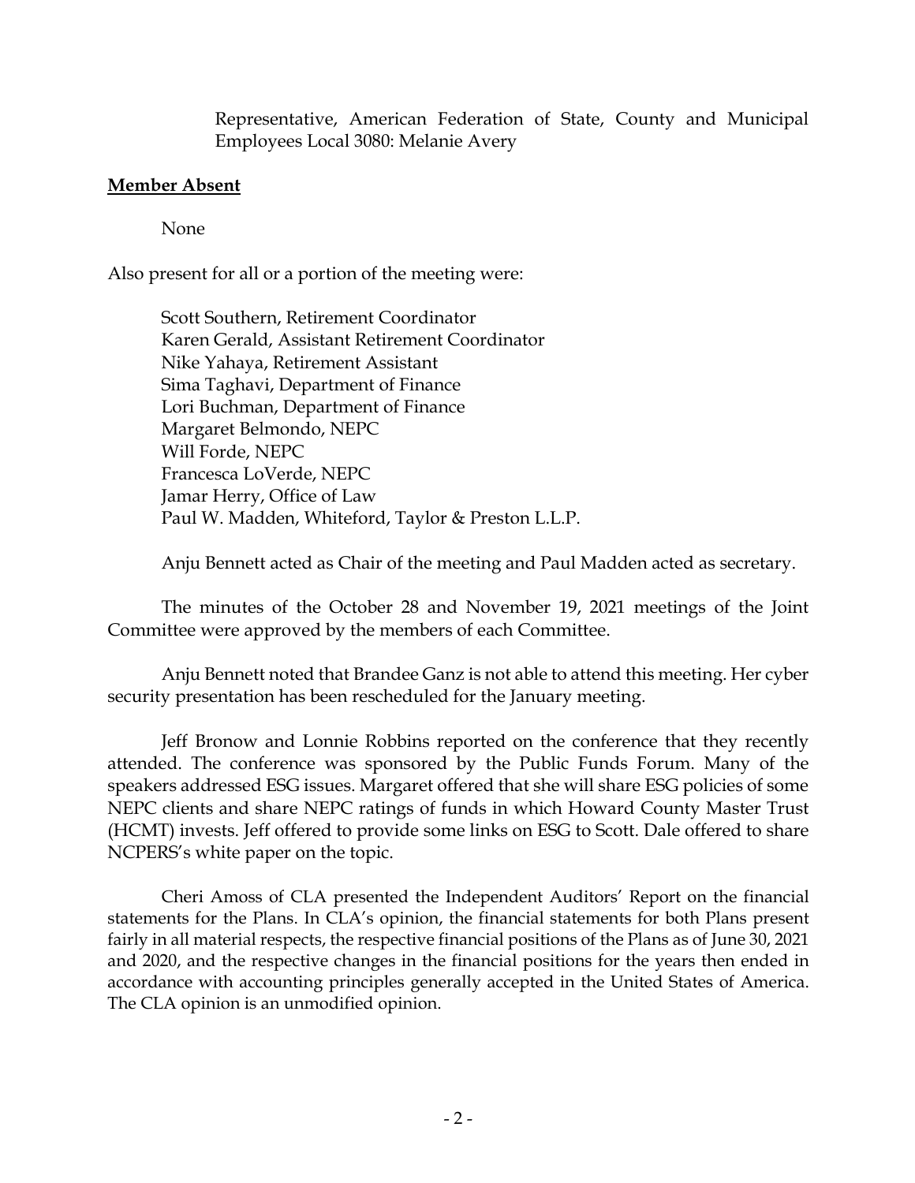Representative, American Federation of State, County and Municipal Employees Local 3080: Melanie Avery

**Member Absent**

None

Also present for all or a portion of the meeting were:

Scott Southern, Retirement Coordinator
Karen Gerald, Assistant Retirement Coordinator
Nike Yahaya, Retirement Assistant
Sima Taghavi, Department of Finance
Lori Buchman, Department of Finance
Margaret Belmondo, NEPC
Will Forde, NEPC
Francesca LoVerde, NEPC
Jamar Herry, Office of Law
Paul W. Madden, Whiteford, Taylor & Preston L.L.P.

Anju Bennett acted as Chair of the meeting and Paul Madden acted as secretary.

The minutes of the October 28 and November 19, 2021 meetings of the Joint Committee were approved by the members of each Committee.

Anju Bennett noted that Brandee Ganz is not able to attend this meeting. Her cyber security presentation has been rescheduled for the January meeting.

Jeff Bronow and Lonnie Robbins reported on the conference that they recently attended. The conference was sponsored by the Public Funds Forum. Many of the speakers addressed ESG issues. Margaret offered that she will share ESG policies of some NEPC clients and share NEPC ratings of funds in which Howard County Master Trust (HCMT) invests. Jeff offered to provide some links on ESG to Scott. Dale offered to share NCPERS's white paper on the topic.

Cheri Amoss of CLA presented the Independent Auditors' Report on the financial statements for the Plans. In CLA's opinion, the financial statements for both Plans present fairly in all material respects, the respective financial positions of the Plans as of June 30, 2021 and 2020, and the respective changes in the financial positions for the years then ended in accordance with accounting principles generally accepted in the United States of America. The CLA opinion is an unmodified opinion.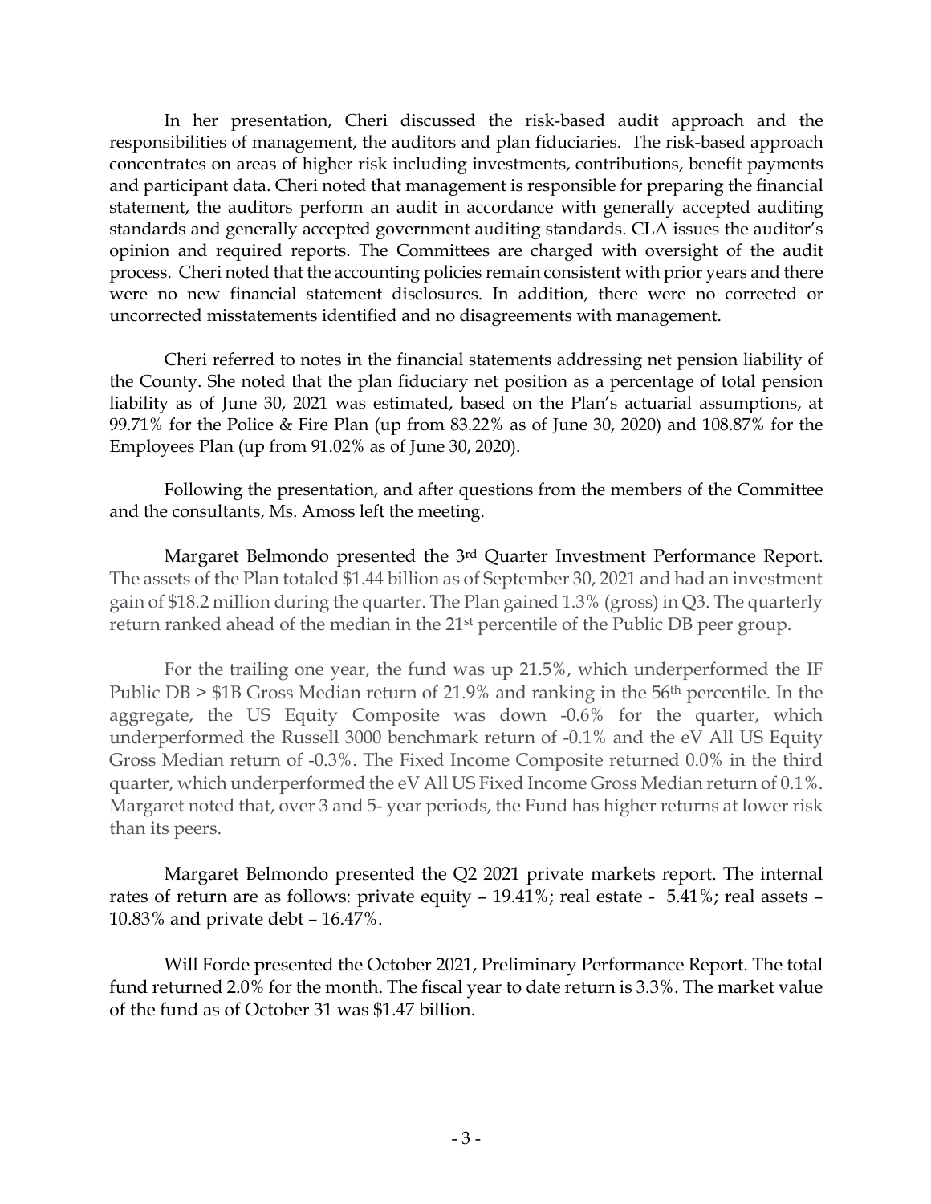In her presentation, Cheri discussed the risk-based audit approach and the responsibilities of management, the auditors and plan fiduciaries. The risk-based approach concentrates on areas of higher risk including investments, contributions, benefit payments and participant data. Cheri noted that management is responsible for preparing the financial statement, the auditors perform an audit in accordance with generally accepted auditing standards and generally accepted government auditing standards. CLA issues the auditor's opinion and required reports. The Committees are charged with oversight of the audit process. Cheri noted that the accounting policies remain consistent with prior years and there were no new financial statement disclosures. In addition, there were no corrected or uncorrected misstatements identified and no disagreements with management.

Cheri referred to notes in the financial statements addressing net pension liability of the County. She noted that the plan fiduciary net position as a percentage of total pension liability as of June 30, 2021 was estimated, based on the Plan's actuarial assumptions, at 99.71% for the Police & Fire Plan (up from 83.22% as of June 30, 2020) and 108.87% for the Employees Plan (up from 91.02% as of June 30, 2020).

Following the presentation, and after questions from the members of the Committee and the consultants, Ms. Amoss left the meeting.

Margaret Belmondo presented the 3rd Quarter Investment Performance Report. The assets of the Plan totaled $1.44 billion as of September 30, 2021 and had an investment gain of $18.2 million during the quarter. The Plan gained 1.3% (gross) in Q3. The quarterly return ranked ahead of the median in the 21st percentile of the Public DB peer group.

For the trailing one year, the fund was up 21.5%, which underperformed the IF Public DB > $1B Gross Median return of 21.9% and ranking in the 56th percentile. In the aggregate, the US Equity Composite was down -0.6% for the quarter, which underperformed the Russell 3000 benchmark return of -0.1% and the eV All US Equity Gross Median return of -0.3%. The Fixed Income Composite returned 0.0% in the third quarter, which underperformed the eV All US Fixed Income Gross Median return of 0.1%. Margaret noted that, over 3 and 5- year periods, the Fund has higher returns at lower risk than its peers.

Margaret Belmondo presented the Q2 2021 private markets report. The internal rates of return are as follows: private equity – 19.41%; real estate - 5.41%; real assets – 10.83% and private debt – 16.47%.

Will Forde presented the October 2021, Preliminary Performance Report. The total fund returned 2.0% for the month. The fiscal year to date return is 3.3%. The market value of the fund as of October 31 was $1.47 billion.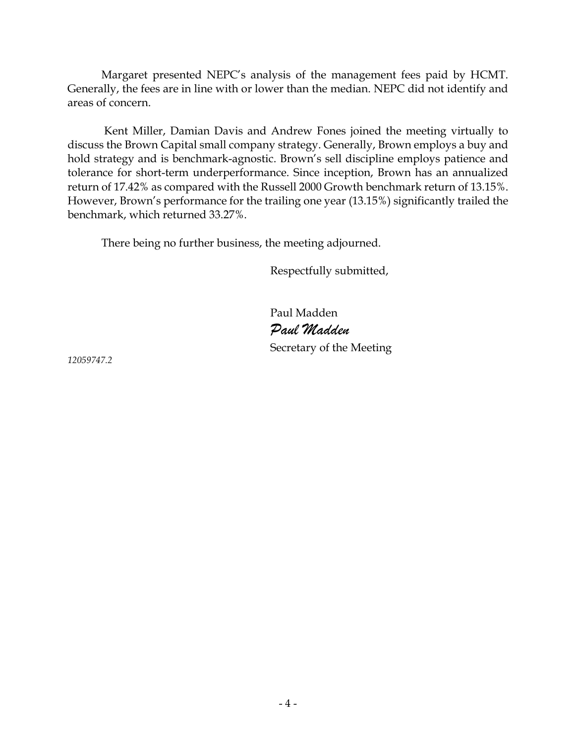Margaret presented NEPC's analysis of the management fees paid by HCMT. Generally, the fees are in line with or lower than the median. NEPC did not identify and areas of concern.

Kent Miller, Damian Davis and Andrew Fones joined the meeting virtually to discuss the Brown Capital small company strategy. Generally, Brown employs a buy and hold strategy and is benchmark-agnostic. Brown's sell discipline employs patience and tolerance for short-term underperformance. Since inception, Brown has an annualized return of 17.42% as compared with the Russell 2000 Growth benchmark return of 13.15%. However, Brown's performance for the trailing one year (13.15%) significantly trailed the benchmark, which returned 33.27%.

There being no further business, the meeting adjourned.

Respectfully submitted,

Paul Madden
*Paul Madden*
Secretary of the Meeting

*12059747.2*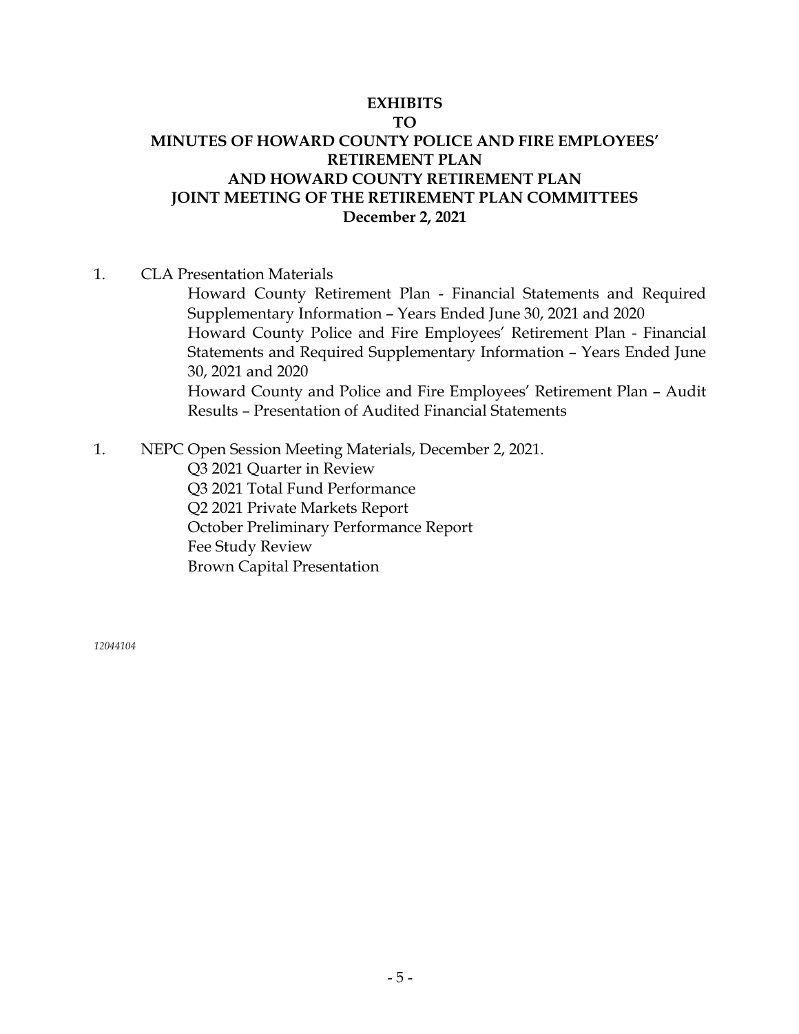**EXHIBITS**
**TO**
**MINUTES OF HOWARD COUNTY POLICE AND FIRE EMPLOYEES' RETIREMENT PLAN**
**AND HOWARD COUNTY RETIREMENT PLAN**
**JOINT MEETING OF THE RETIREMENT PLAN COMMITTEES**
**December 2, 2021**

1. CLA Presentation Materials
   Howard County Retirement Plan - Financial Statements and Required Supplementary Information – Years Ended June 30, 2021 and 2020
   Howard County Police and Fire Employees' Retirement Plan - Financial Statements and Required Supplementary Information – Years Ended June 30, 2021 and 2020
   Howard County and Police and Fire Employees' Retirement Plan – Audit Results – Presentation of Audited Financial Statements

1. NEPC Open Session Meeting Materials, December 2, 2021.
   Q3 2021 Quarter in Review
   Q3 2021 Total Fund Performance
   Q2 2021 Private Markets Report
   October Preliminary Performance Report
   Fee Study Review
   Brown Capital Presentation

*12044104*